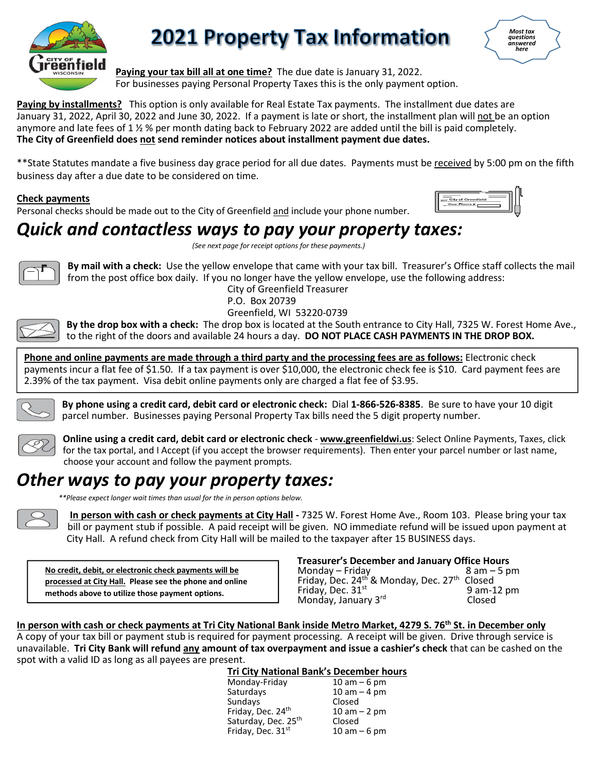# 2021 Property Tax Information

*Most tax questions answered here*

**Paying your tax bill all at one time?** The due date is January 31, 2022.
For businesses paying Personal Property Taxes this is the only payment option.

**Paying by installments?** This option is only available for Real Estate Tax payments. The installment due dates are January 31, 2022, April 30, 2022 and June 30, 2022. If a payment is late or short, the installment plan will not be an option anymore and late fees of 1 ½ % per month dating back to February 2022 are added until the bill is paid completely.
**The City of Greenfield does not send reminder notices about installment payment due dates.**

**State Statutes mandate a five business day grace period for all due dates. Payments must be received by 5:00 pm on the fifth business day after a due date to be considered on time.

**Check payments**
Personal checks should be made out to the City of Greenfield and include your phone number.

## *Quick and contactless ways to pay your property taxes:*

*(See next page for receipt options for these payments.)*

**By mail with a check:** Use the yellow envelope that came with your tax bill. Treasurer's Office staff collects the mail from the post office box daily. If you no longer have the yellow envelope, use the following address:

City of Greenfield Treasurer
P.O. Box 20739
Greenfield, WI 53220-0739

**By the drop box with a check:** The drop box is located at the South entrance to City Hall, 7325 W. Forest Home Ave., to the right of the doors and available 24 hours a day. **DO NOT PLACE CASH PAYMENTS IN THE DROP BOX.**

**Phone and online payments are made through a third party and the processing fees are as follows:** Electronic check payments incur a flat fee of $1.50. If a tax payment is over $10,000, the electronic check fee is $10. Card payment fees are 2.39% of the tax payment. Visa debit online payments only are charged a flat fee of $3.95.

**By phone using a credit card, debit card or electronic check:** Dial **1-866-526-8385**. Be sure to have your 10 digit parcel number. Businesses paying Personal Property Tax bills need the 5 digit property number.

**Online using a credit card, debit card or electronic check** - **www.greenfieldwi.us**: Select Online Payments, Taxes, click for the tax portal, and I Accept (if you accept the browser requirements). Then enter your parcel number or last name, choose your account and follow the payment prompts.

## *Other ways to pay your property taxes:*

*\*\*Please expect longer wait times than usual for the in person options below.*

**In person with cash or check payments at City Hall -** 7325 W. Forest Home Ave., Room 103. Please bring your tax bill or payment stub if possible. A paid receipt will be given. NO immediate refund will be issued upon payment at City Hall. A refund check from City Hall will be mailed to the taxpayer after 15 BUSINESS days.

**No credit, debit, or electronic check payments will be processed at City Hall. Please see the phone and online methods above to utilize those payment options.**

**Treasurer's December and January Office Hours**

| | |
|---|---|
| Monday – Friday | 8 am – 5 pm |
| Friday, Dec. 24th & Monday, Dec. 27th | Closed |
| Friday, Dec. 31st | 9 am-12 pm |
| Monday, January 3rd | Closed |

**In person with cash or check payments at Tri City National Bank inside Metro Market, 4279 S. 76th St. in December only**
A copy of your tax bill or payment stub is required for payment processing. A receipt will be given. Drive through service is unavailable. **Tri City Bank will refund any amount of tax overpayment and issue a cashier's check** that can be cashed on the spot with a valid ID as long as all payees are present.

**Tri City National Bank's December hours**

| | |
|---|---|
| Monday-Friday | 10 am – 6 pm |
| Saturdays | 10 am – 4 pm |
| Sundays | Closed |
| Friday, Dec. 24th | 10 am – 2 pm |
| Saturday, Dec. 25th | Closed |
| Friday, Dec. 31st | 10 am – 6 pm |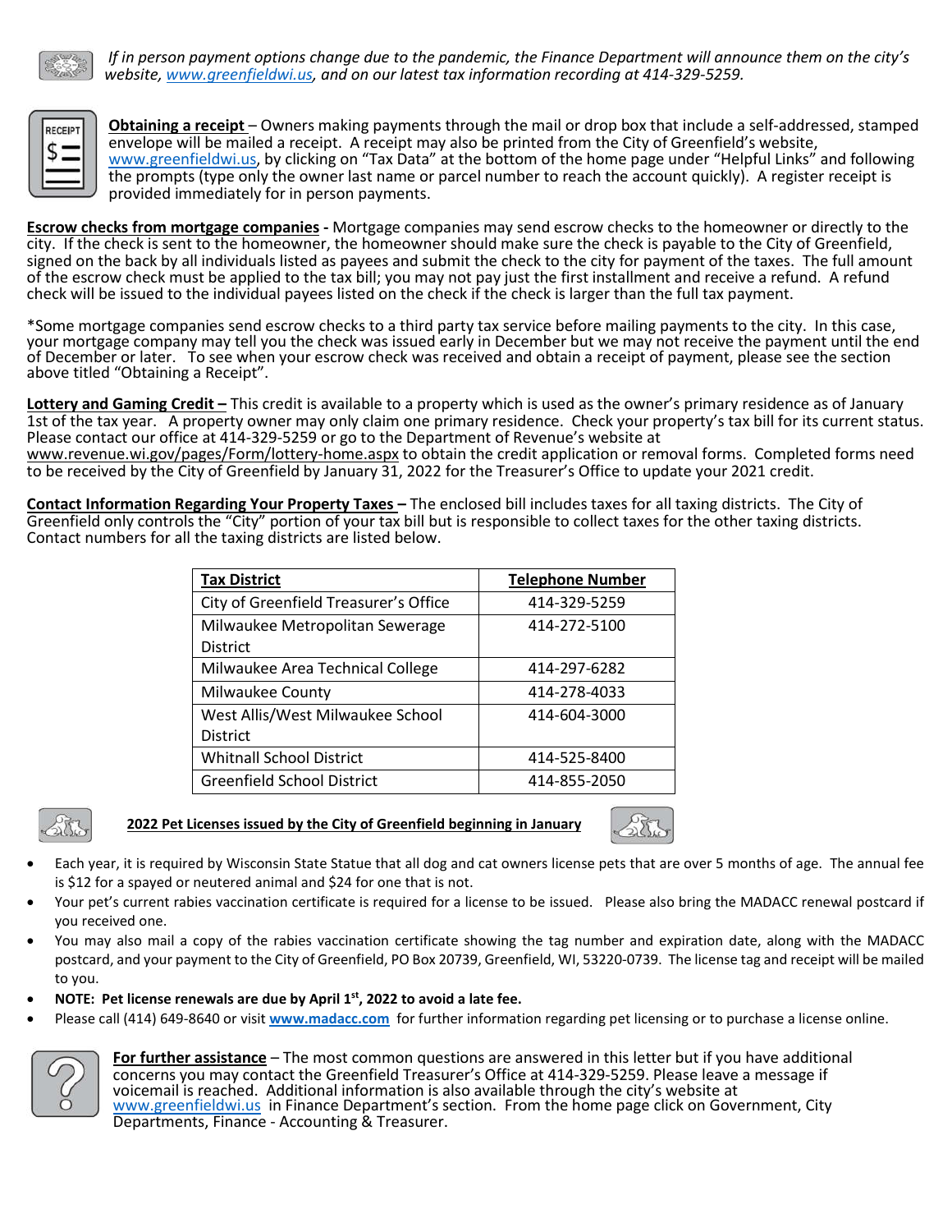*If in person payment options change due to the pandemic, the Finance Department will announce them on the city's website, www.greenfieldwi.us, and on our latest tax information recording at 414-329-5259.*

**Obtaining a receipt** – Owners making payments through the mail or drop box that include a self-addressed, stamped envelope will be mailed a receipt. A receipt may also be printed from the City of Greenfield's website, www.greenfieldwi.us, by clicking on "Tax Data" at the bottom of the home page under "Helpful Links" and following the prompts (type only the owner last name or parcel number to reach the account quickly). A register receipt is provided immediately for in person payments.

**Escrow checks from mortgage companies -** Mortgage companies may send escrow checks to the homeowner or directly to the city. If the check is sent to the homeowner, the homeowner should make sure the check is payable to the City of Greenfield, signed on the back by all individuals listed as payees and submit the check to the city for payment of the taxes. The full amount of the escrow check must be applied to the tax bill; you may not pay just the first installment and receive a refund. A refund check will be issued to the individual payees listed on the check if the check is larger than the full tax payment.

*Some mortgage companies send escrow checks to a third party tax service before mailing payments to the city. In this case, your mortgage company may tell you the check was issued early in December but we may not receive the payment until the end of December or later. To see when your escrow check was received and obtain a receipt of payment, please see the section above titled "Obtaining a Receipt".

**Lottery and Gaming Credit –** This credit is available to a property which is used as the owner's primary residence as of January 1st of the tax year. A property owner may only claim one primary residence. Check your property's tax bill for its current status. Please contact our office at 414-329-5259 or go to the Department of Revenue's website at www.revenue.wi.gov/pages/Form/lottery-home.aspx to obtain the credit application or removal forms. Completed forms need to be received by the City of Greenfield by January 31, 2022 for the Treasurer's Office to update your 2021 credit.

**Contact Information Regarding Your Property Taxes –** The enclosed bill includes taxes for all taxing districts. The City of Greenfield only controls the "City" portion of your tax bill but is responsible to collect taxes for the other taxing districts. Contact numbers for all the taxing districts are listed below.

| Tax District | Telephone Number |
|---|---|
| City of Greenfield Treasurer's Office | 414-329-5259 |
| Milwaukee Metropolitan Sewerage District | 414-272-5100 |
| Milwaukee Area Technical College | 414-297-6282 |
| Milwaukee County | 414-278-4033 |
| West Allis/West Milwaukee School District | 414-604-3000 |
| Whitnall School District | 414-525-8400 |
| Greenfield School District | 414-855-2050 |

**2022 Pet Licenses issued by the City of Greenfield beginning in January**

- Each year, it is required by Wisconsin State Statue that all dog and cat owners license pets that are over 5 months of age. The annual fee is $12 for a spayed or neutered animal and $24 for one that is not.
- Your pet's current rabies vaccination certificate is required for a license to be issued. Please also bring the MADACC renewal postcard if you received one.
- You may also mail a copy of the rabies vaccination certificate showing the tag number and expiration date, along with the MADACC postcard, and your payment to the City of Greenfield, PO Box 20739, Greenfield, WI, 53220-0739. The license tag and receipt will be mailed to you.
- **NOTE: Pet license renewals are due by April 1st, 2022 to avoid a late fee.**
- Please call (414) 649-8640 or visit **www.madacc.com** for further information regarding pet licensing or to purchase a license online.

**For further assistance** – The most common questions are answered in this letter but if you have additional concerns you may contact the Greenfield Treasurer's Office at 414-329-5259. Please leave a message if voicemail is reached. Additional information is also available through the city's website at www.greenfieldwi.us in Finance Department's section. From the home page click on Government, City Departments, Finance - Accounting & Treasurer.